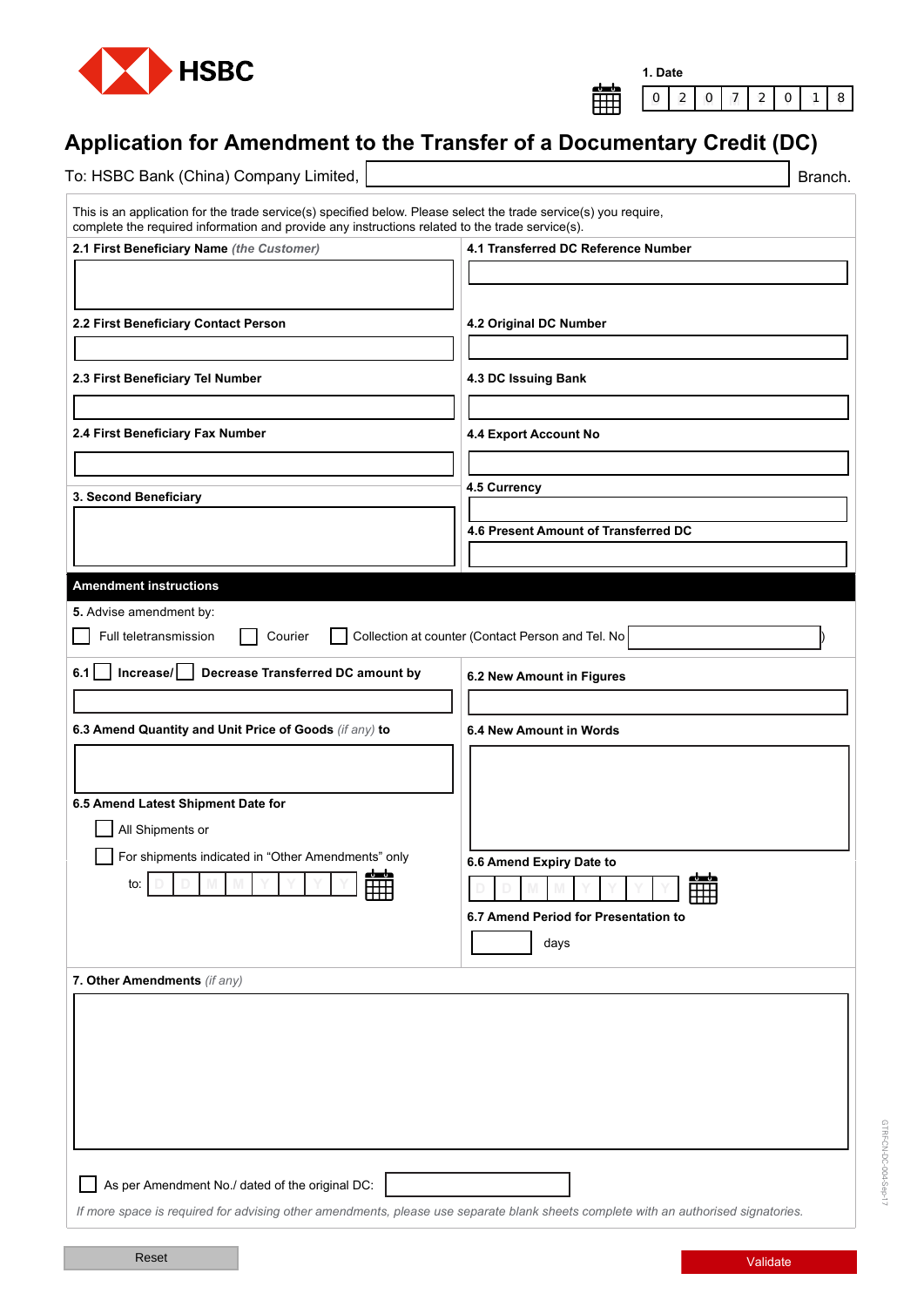HSBC

**1. Date**

| 0 | 2 | 0 | 7 | 2 | 0 | 1 | 8 |
|---|---|---|---|---|---|---|---|

# Application for Amendment to the Transfer of a Documentary Credit (DC)

To: HSBC Bank (China) Company Limited, ______________________ Branch.

This is an application for the trade service(s) specified below. Please select the trade service(s) you require, complete the required information and provide any instructions related to the trade service(s).

**2.1 First Beneficiary Name** *(the Customer)*

**2.2 First Beneficiary Contact Person**

**2.3 First Beneficiary Tel Number**

**2.4 First Beneficiary Fax Number**

**3. Second Beneficiary**

**4.1 Transferred DC Reference Number**

**4.2 Original DC Number**

**4.3 DC Issuing Bank**

**4.4 Export Account No**

**4.5 Currency**

**4.6 Present Amount of Transferred DC**

## Amendment instructions

**5.** Advise amendment by:

☐ Full teletransmission ☐ Courier ☐ Collection at counter (Contact Person and Tel. No ______________________)

**6.1** ☐ **Increase/** ☐ **Decrease Transferred DC amount by**

**6.3 Amend Quantity and Unit Price of Goods** *(if any)* **to**

**6.5 Amend Latest Shipment Date for**

☐ All Shipments or

☐ For shipments indicated in “Other Amendments” only

to: D D M M Y Y Y Y

**6.2 New Amount in Figures**

**6.4 New Amount in Words**

**6.6 Amend Expiry Date to**

D D M M Y Y Y Y

**6.7 Amend Period for Presentation to**

______ days

**7. Other Amendments** *(if any)*

☐ As per Amendment No./ dated of the original DC: ______________________

*If more space is required for advising other amendments, please use separate blank sheets complete with an authorised signatories.*

Reset Validate

GTRFCN-DC-004-Sep17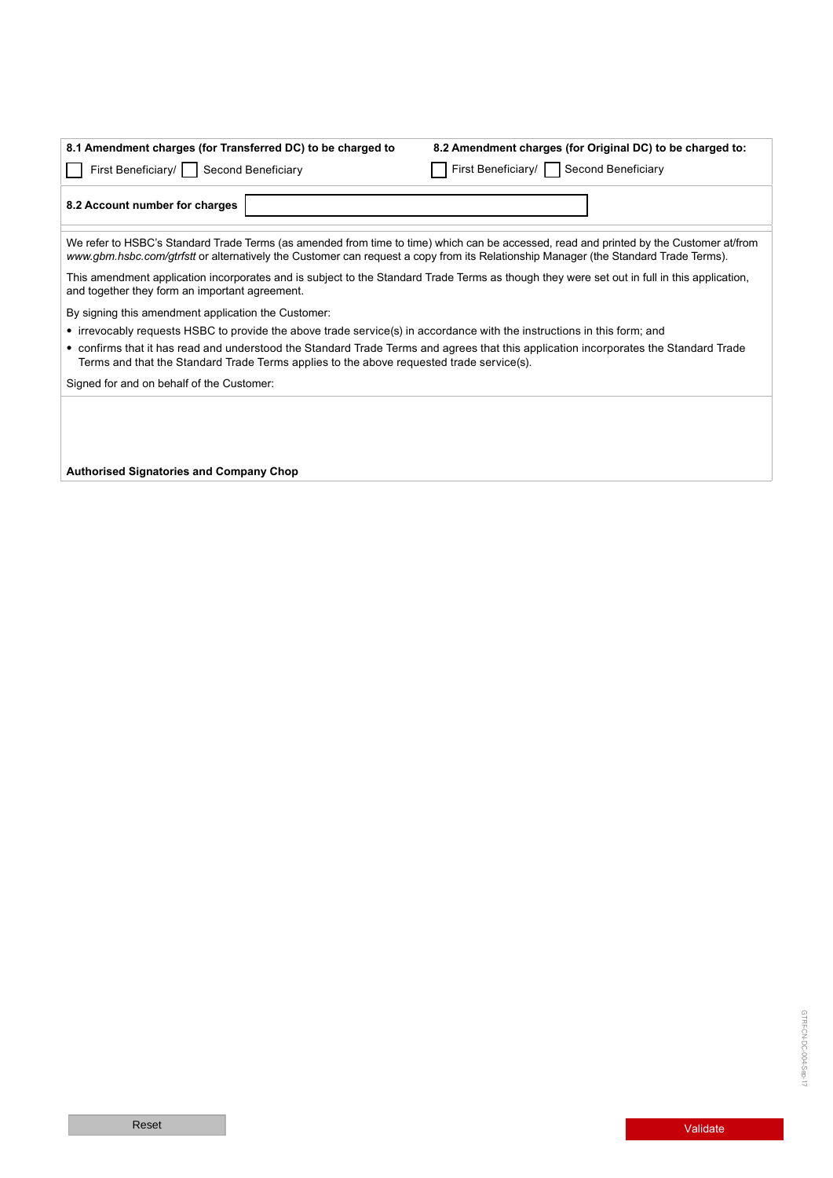| 8.1 Amendment charges (for Transferred DC) to be charged to | 8.2 Amendment charges (for Original DC) to be charged to: |
|---|---|
| ☐ First Beneficiary/ ☐ Second Beneficiary | ☐ First Beneficiary/ ☐ Second Beneficiary |

**8.2 Account number for charges** ____________________

We refer to HSBC's Standard Trade Terms (as amended from time to time) which can be accessed, read and printed by the Customer at/from *www.gbm.hsbc.com/gtrfstt* or alternatively the Customer can request a copy from its Relationship Manager (the Standard Trade Terms).

This amendment application incorporates and is subject to the Standard Trade Terms as though they were set out in full in this application, and together they form an important agreement.

By signing this amendment application the Customer:

- irrevocably requests HSBC to provide the above trade service(s) in accordance with the instructions in this form; and
- confirms that it has read and understood the Standard Trade Terms and agrees that this application incorporates the Standard Trade Terms and that the Standard Trade Terms applies to the above requested trade service(s).

Signed for and on behalf of the Customer:

**Authorised Signatories and Company Chop**

GTRFCN-DC-004-Sep-17

Reset

Validate